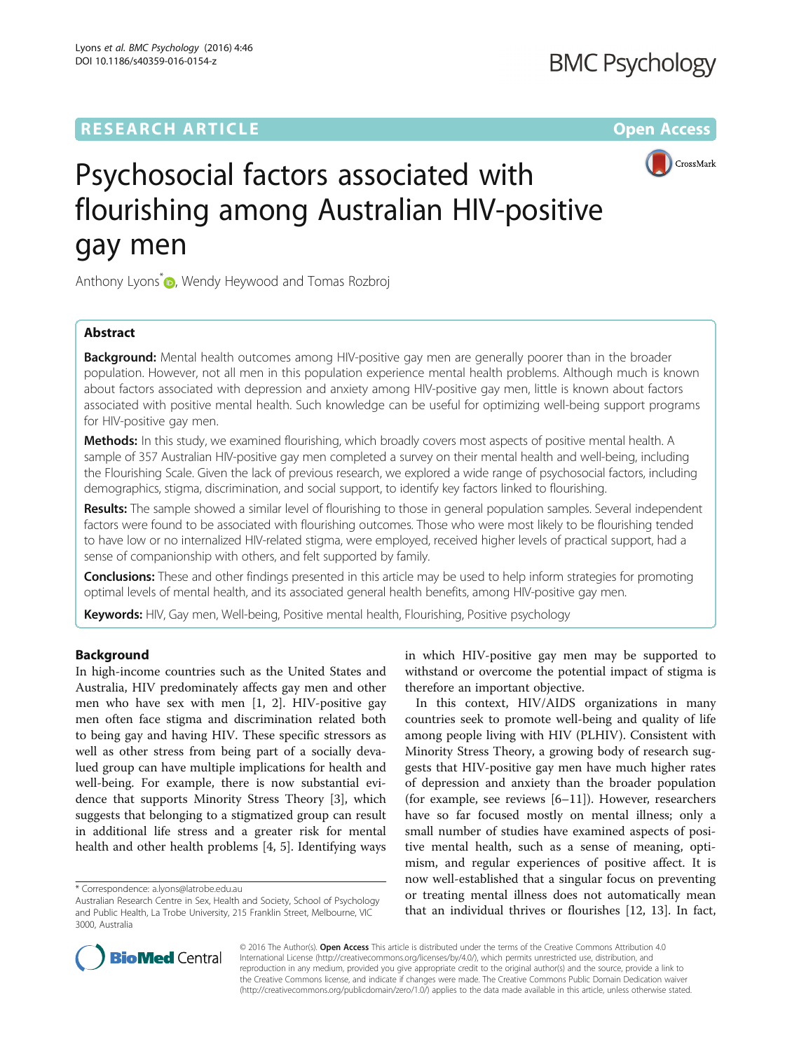RESEARCH ARTICLE

Open Access

# Psychosocial factors associated with flourishing among Australian HIV-positive gay men

Anthony Lyons*, Wendy Heywood and Tomas Rozbroj

## Abstract

**Background:** Mental health outcomes among HIV-positive gay men are generally poorer than in the broader population. However, not all men in this population experience mental health problems. Although much is known about factors associated with depression and anxiety among HIV-positive gay men, little is known about factors associated with positive mental health. Such knowledge can be useful for optimizing well-being support programs for HIV-positive gay men.

**Methods:** In this study, we examined flourishing, which broadly covers most aspects of positive mental health. A sample of 357 Australian HIV-positive gay men completed a survey on their mental health and well-being, including the Flourishing Scale. Given the lack of previous research, we explored a wide range of psychosocial factors, including demographics, stigma, discrimination, and social support, to identify key factors linked to flourishing.

**Results:** The sample showed a similar level of flourishing to those in general population samples. Several independent factors were found to be associated with flourishing outcomes. Those who were most likely to be flourishing tended to have low or no internalized HIV-related stigma, were employed, received higher levels of practical support, had a sense of companionship with others, and felt supported by family.

**Conclusions:** These and other findings presented in this article may be used to help inform strategies for promoting optimal levels of mental health, and its associated general health benefits, among HIV-positive gay men.

**Keywords:** HIV, Gay men, Well-being, Positive mental health, Flourishing, Positive psychology

## Background

In high-income countries such as the United States and Australia, HIV predominately affects gay men and other men who have sex with men [1, 2]. HIV-positive gay men often face stigma and discrimination related both to being gay and having HIV. These specific stressors as well as other stress from being part of a socially devalued group can have multiple implications for health and well-being. For example, there is now substantial evidence that supports Minority Stress Theory [3], which suggests that belonging to a stigmatized group can result in additional life stress and a greater risk for mental health and other health problems [4, 5]. Identifying ways in which HIV-positive gay men may be supported to withstand or overcome the potential impact of stigma is therefore an important objective.

In this context, HIV/AIDS organizations in many countries seek to promote well-being and quality of life among people living with HIV (PLHIV). Consistent with Minority Stress Theory, a growing body of research suggests that HIV-positive gay men have much higher rates of depression and anxiety than the broader population (for example, see reviews [6–11]). However, researchers have so far focused mostly on mental illness; only a small number of studies have examined aspects of positive mental health, such as a sense of meaning, optimism, and regular experiences of positive affect. It is now well-established that a singular focus on preventing or treating mental illness does not automatically mean that an individual thrives or flourishes [12, 13]. In fact,

* Correspondence: a.lyons@latrobe.edu.au
Australian Research Centre in Sex, Health and Society, School of Psychology and Public Health, La Trobe University, 215 Franklin Street, Melbourne, VIC 3000, Australia

© 2016 The Author(s). **Open Access** This article is distributed under the terms of the Creative Commons Attribution 4.0 International License (http://creativecommons.org/licenses/by/4.0/), which permits unrestricted use, distribution, and reproduction in any medium, provided you give appropriate credit to the original author(s) and the source, provide a link to the Creative Commons license, and indicate if changes were made. The Creative Commons Public Domain Dedication waiver (http://creativecommons.org/publicdomain/zero/1.0/) applies to the data made available in this article, unless otherwise stated.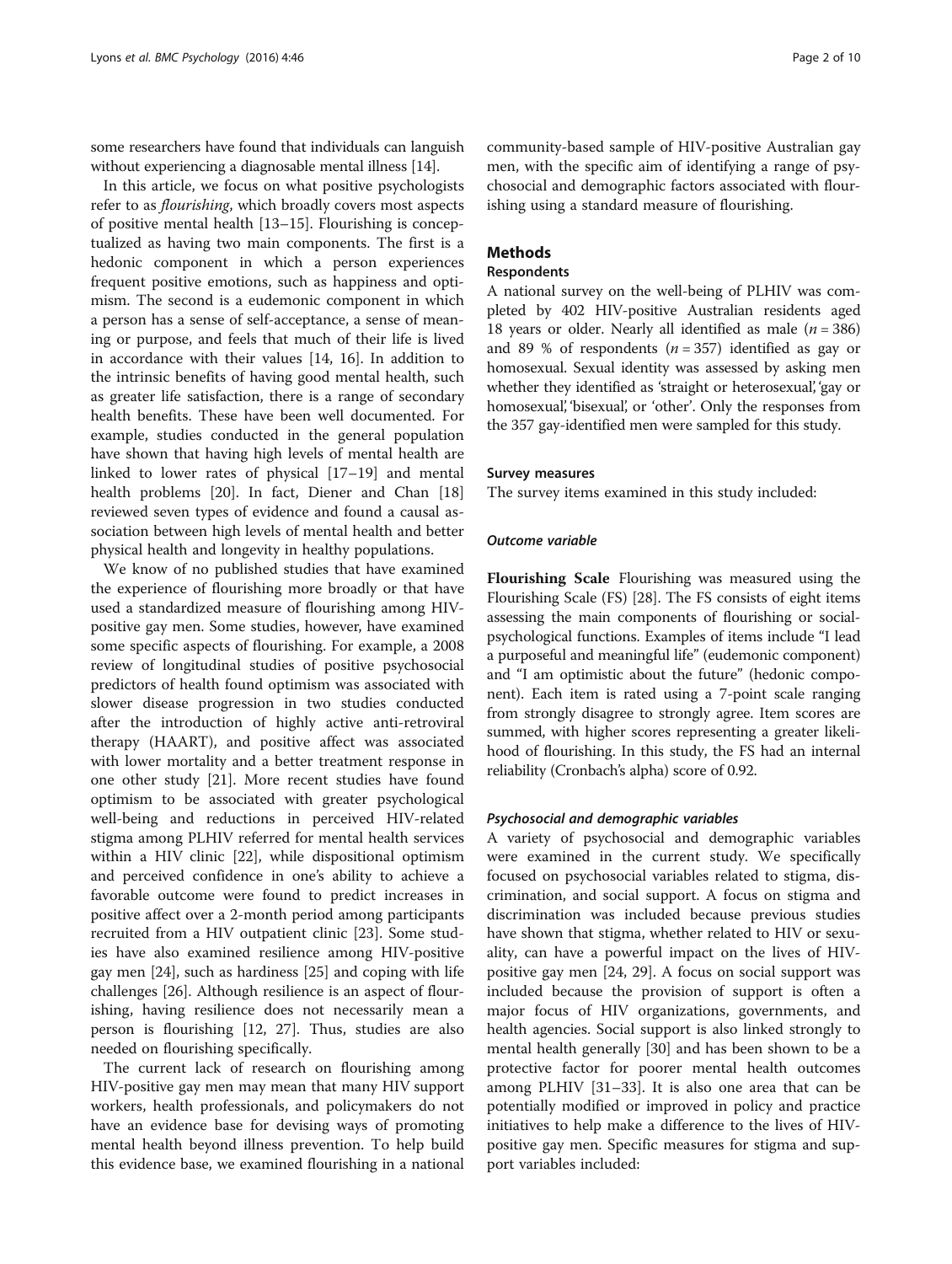some researchers have found that individuals can languish without experiencing a diagnosable mental illness [14].

In this article, we focus on what positive psychologists refer to as *flourishing*, which broadly covers most aspects of positive mental health [13–15]. Flourishing is conceptualized as having two main components. The first is a hedonic component in which a person experiences frequent positive emotions, such as happiness and optimism. The second is a eudemonic component in which a person has a sense of self-acceptance, a sense of meaning or purpose, and feels that much of their life is lived in accordance with their values [14, 16]. In addition to the intrinsic benefits of having good mental health, such as greater life satisfaction, there is a range of secondary health benefits. These have been well documented. For example, studies conducted in the general population have shown that having high levels of mental health are linked to lower rates of physical [17–19] and mental health problems [20]. In fact, Diener and Chan [18] reviewed seven types of evidence and found a causal association between high levels of mental health and better physical health and longevity in healthy populations.

We know of no published studies that have examined the experience of flourishing more broadly or that have used a standardized measure of flourishing among HIV-positive gay men. Some studies, however, have examined some specific aspects of flourishing. For example, a 2008 review of longitudinal studies of positive psychosocial predictors of health found optimism was associated with slower disease progression in two studies conducted after the introduction of highly active anti-retroviral therapy (HAART), and positive affect was associated with lower mortality and a better treatment response in one other study [21]. More recent studies have found optimism to be associated with greater psychological well-being and reductions in perceived HIV-related stigma among PLHIV referred for mental health services within a HIV clinic [22], while dispositional optimism and perceived confidence in one's ability to achieve a favorable outcome were found to predict increases in positive affect over a 2-month period among participants recruited from a HIV outpatient clinic [23]. Some studies have also examined resilience among HIV-positive gay men [24], such as hardiness [25] and coping with life challenges [26]. Although resilience is an aspect of flourishing, having resilience does not necessarily mean a person is flourishing [12, 27]. Thus, studies are also needed on flourishing specifically.

The current lack of research on flourishing among HIV-positive gay men may mean that many HIV support workers, health professionals, and policymakers do not have an evidence base for devising ways of promoting mental health beyond illness prevention. To help build this evidence base, we examined flourishing in a national community-based sample of HIV-positive Australian gay men, with the specific aim of identifying a range of psychosocial and demographic factors associated with flourishing using a standard measure of flourishing.

## Methods

### Respondents

A national survey on the well-being of PLHIV was completed by 402 HIV-positive Australian residents aged 18 years or older. Nearly all identified as male ($n = 386$) and 89 % of respondents ($n = 357$) identified as gay or homosexual. Sexual identity was assessed by asking men whether they identified as 'straight or heterosexual', 'gay or homosexual', 'bisexual', or 'other'. Only the responses from the 357 gay-identified men were sampled for this study.

### Survey measures

The survey items examined in this study included:

#### *Outcome variable*

**Flourishing Scale** Flourishing was measured using the Flourishing Scale (FS) [28]. The FS consists of eight items assessing the main components of flourishing or social-psychological functions. Examples of items include "I lead a purposeful and meaningful life" (eudemonic component) and "I am optimistic about the future" (hedonic component). Each item is rated using a 7-point scale ranging from strongly disagree to strongly agree. Item scores are summed, with higher scores representing a greater likelihood of flourishing. In this study, the FS had an internal reliability (Cronbach's alpha) score of 0.92.

#### *Psychosocial and demographic variables*

A variety of psychosocial and demographic variables were examined in the current study. We specifically focused on psychosocial variables related to stigma, discrimination, and social support. A focus on stigma and discrimination was included because previous studies have shown that stigma, whether related to HIV or sexuality, can have a powerful impact on the lives of HIV-positive gay men [24, 29]. A focus on social support was included because the provision of support is often a major focus of HIV organizations, governments, and health agencies. Social support is also linked strongly to mental health generally [30] and has been shown to be a protective factor for poorer mental health outcomes among PLHIV [31–33]. It is also one area that can be potentially modified or improved in policy and practice initiatives to help make a difference to the lives of HIV-positive gay men. Specific measures for stigma and support variables included: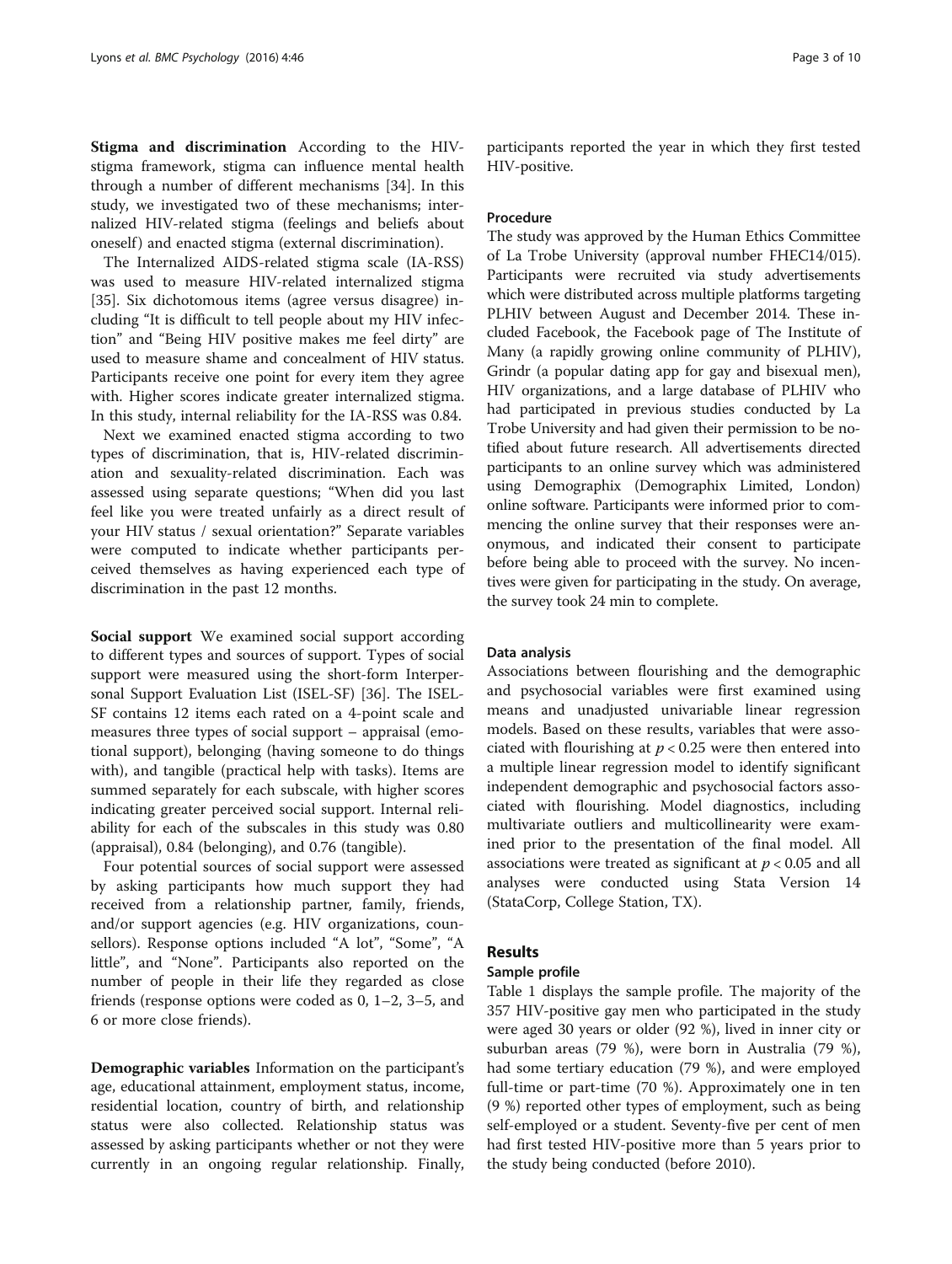**Stigma and discrimination** According to the HIV-stigma framework, stigma can influence mental health through a number of different mechanisms [34]. In this study, we investigated two of these mechanisms; internalized HIV-related stigma (feelings and beliefs about oneself) and enacted stigma (external discrimination).

The Internalized AIDS-related stigma scale (IA-RSS) was used to measure HIV-related internalized stigma [35]. Six dichotomous items (agree versus disagree) including "It is difficult to tell people about my HIV infection" and "Being HIV positive makes me feel dirty" are used to measure shame and concealment of HIV status. Participants receive one point for every item they agree with. Higher scores indicate greater internalized stigma. In this study, internal reliability for the IA-RSS was 0.84.

Next we examined enacted stigma according to two types of discrimination, that is, HIV-related discrimination and sexuality-related discrimination. Each was assessed using separate questions; "When did you last feel like you were treated unfairly as a direct result of your HIV status / sexual orientation?" Separate variables were computed to indicate whether participants perceived themselves as having experienced each type of discrimination in the past 12 months.

**Social support** We examined social support according to different types and sources of support. Types of social support were measured using the short-form Interpersonal Support Evaluation List (ISEL-SF) [36]. The ISEL-SF contains 12 items each rated on a 4-point scale and measures three types of social support – appraisal (emotional support), belonging (having someone to do things with), and tangible (practical help with tasks). Items are summed separately for each subscale, with higher scores indicating greater perceived social support. Internal reliability for each of the subscales in this study was 0.80 (appraisal), 0.84 (belonging), and 0.76 (tangible).

Four potential sources of social support were assessed by asking participants how much support they had received from a relationship partner, family, friends, and/or support agencies (e.g. HIV organizations, counsellors). Response options included "A lot", "Some", "A little", and "None". Participants also reported on the number of people in their life they regarded as close friends (response options were coded as 0, 1–2, 3–5, and 6 or more close friends).

**Demographic variables** Information on the participant's age, educational attainment, employment status, income, residential location, country of birth, and relationship status were also collected. Relationship status was assessed by asking participants whether or not they were currently in an ongoing regular relationship. Finally, participants reported the year in which they first tested HIV-positive.

### Procedure

The study was approved by the Human Ethics Committee of La Trobe University (approval number FHEC14/015). Participants were recruited via study advertisements which were distributed across multiple platforms targeting PLHIV between August and December 2014. These included Facebook, the Facebook page of The Institute of Many (a rapidly growing online community of PLHIV), Grindr (a popular dating app for gay and bisexual men), HIV organizations, and a large database of PLHIV who had participated in previous studies conducted by La Trobe University and had given their permission to be notified about future research. All advertisements directed participants to an online survey which was administered using Demographix (Demographix Limited, London) online software. Participants were informed prior to commencing the online survey that their responses were anonymous, and indicated their consent to participate before being able to proceed with the survey. No incentives were given for participating in the study. On average, the survey took 24 min to complete.

### Data analysis

Associations between flourishing and the demographic and psychosocial variables were first examined using means and unadjusted univariable linear regression models. Based on these results, variables that were associated with flourishing at $p < 0.25$ were then entered into a multiple linear regression model to identify significant independent demographic and psychosocial factors associated with flourishing. Model diagnostics, including multivariate outliers and multicollinearity were examined prior to the presentation of the final model. All associations were treated as significant at $p < 0.05$ and all analyses were conducted using Stata Version 14 (StataCorp, College Station, TX).

## Results

### Sample profile

Table 1 displays the sample profile. The majority of the 357 HIV-positive gay men who participated in the study were aged 30 years or older (92 %), lived in inner city or suburban areas (79 %), were born in Australia (79 %), had some tertiary education (79 %), and were employed full-time or part-time (70 %). Approximately one in ten (9 %) reported other types of employment, such as being self-employed or a student. Seventy-five per cent of men had first tested HIV-positive more than 5 years prior to the study being conducted (before 2010).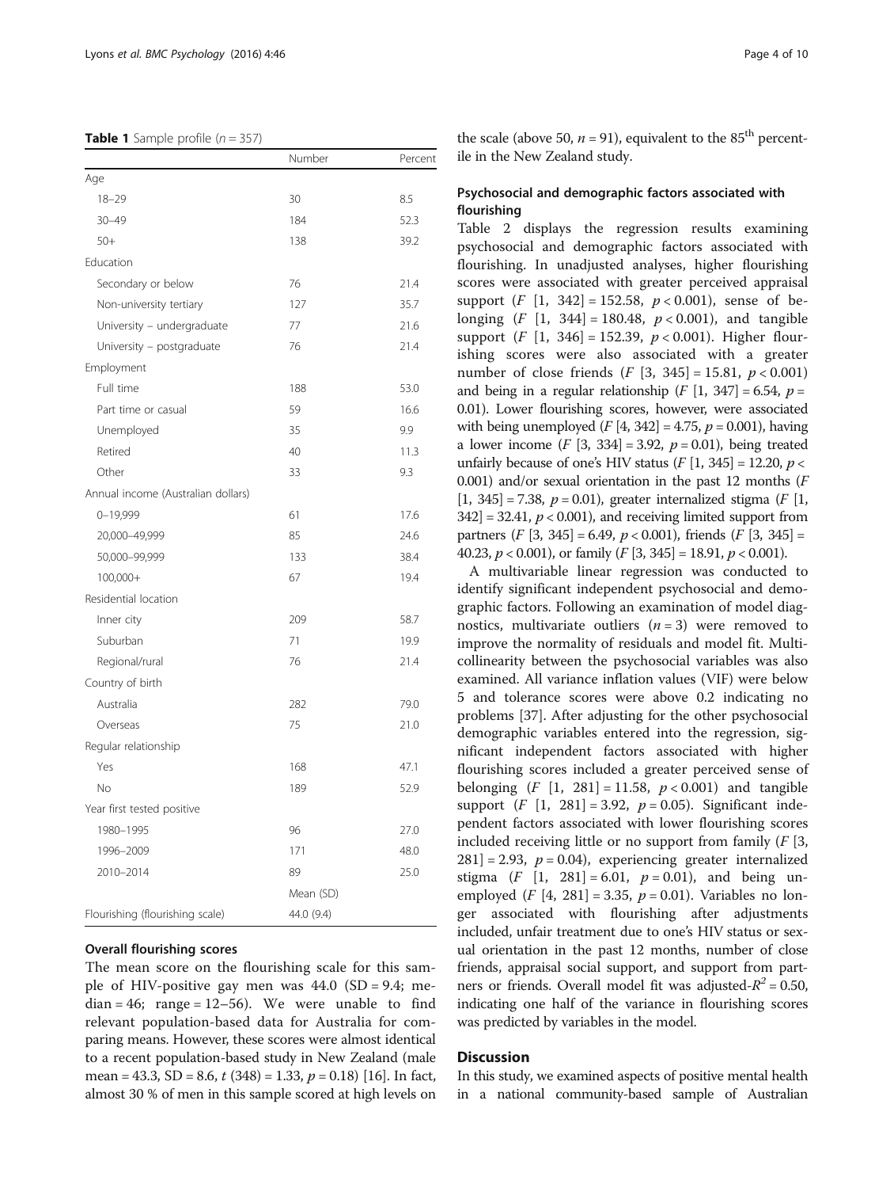**Table 1** Sample profile ($n = 357$)

| | Number | Percent |
|---|---|---|
| Age | | |
| 18–29 | 30 | 8.5 |
| 30–49 | 184 | 52.3 |
| 50+ | 138 | 39.2 |
| Education | | |
| Secondary or below | 76 | 21.4 |
| Non-university tertiary | 127 | 35.7 |
| University – undergraduate | 77 | 21.6 |
| University – postgraduate | 76 | 21.4 |
| Employment | | |
| Full time | 188 | 53.0 |
| Part time or casual | 59 | 16.6 |
| Unemployed | 35 | 9.9 |
| Retired | 40 | 11.3 |
| Other | 33 | 9.3 |
| Annual income (Australian dollars) | | |
| 0–19,999 | 61 | 17.6 |
| 20,000–49,999 | 85 | 24.6 |
| 50,000–99,999 | 133 | 38.4 |
| 100,000+ | 67 | 19.4 |
| Residential location | | |
| Inner city | 209 | 58.7 |
| Suburban | 71 | 19.9 |
| Regional/rural | 76 | 21.4 |
| Country of birth | | |
| Australia | 282 | 79.0 |
| Overseas | 75 | 21.0 |
| Regular relationship | | |
| Yes | 168 | 47.1 |
| No | 189 | 52.9 |
| Year first tested positive | | |
| 1980–1995 | 96 | 27.0 |
| 1996–2009 | 171 | 48.0 |
| 2010–2014 | 89 | 25.0 |
| | Mean (SD) | |
| Flourishing (flourishing scale) | 44.0 (9.4) | |

### Overall flourishing scores

The mean score on the flourishing scale for this sample of HIV-positive gay men was 44.0 (SD = 9.4; median = 46; range = 12–56). We were unable to find relevant population-based data for Australia for comparing means. However, these scores were almost identical to a recent population-based study in New Zealand (male mean = 43.3, SD = 8.6, $t$ (348) = 1.33, $p = 0.18$) [16]. In fact, almost 30 % of men in this sample scored at high levels on the scale (above 50, $n = 91$), equivalent to the 85[th] percentile in the New Zealand study.

### Psychosocial and demographic factors associated with flourishing

Table 2 displays the regression results examining psychosocial and demographic factors associated with flourishing. In unadjusted analyses, higher flourishing scores were associated with greater perceived appraisal support ($F$ [1, 342] = 152.58, $p < 0.001$), sense of belonging ($F$ [1, 344] = 180.48, $p < 0.001$), and tangible support ($F$ [1, 346] = 152.39, $p < 0.001$). Higher flourishing scores were also associated with a greater number of close friends ($F$ [3, 345] = 15.81, $p < 0.001$) and being in a regular relationship ($F$ [1, 347] = 6.54, $p = 0.01$). Lower flourishing scores, however, were associated with being unemployed ($F$ [4, 342] = 4.75, $p = 0.001$), having a lower income ($F$ [3, 334] = 3.92, $p = 0.01$), being treated unfairly because of one's HIV status ($F$ [1, 345] = 12.20, $p < 0.001$) and/or sexual orientation in the past 12 months ($F$ [1, 345] = 7.38, $p = 0.01$), greater internalized stigma ($F$ [1, 342] = 32.41, $p < 0.001$), and receiving limited support from partners ($F$ [3, 345] = 6.49, $p < 0.001$), friends ($F$ [3, 345] = 40.23, $p < 0.001$), or family ($F$ [3, 345] = 18.91, $p < 0.001$).

A multivariable linear regression was conducted to identify significant independent psychosocial and demographic factors. Following an examination of model diagnostics, multivariate outliers ($n = 3$) were removed to improve the normality of residuals and model fit. Multicollinearity between the psychosocial variables was also examined. All variance inflation values (VIF) were below 5 and tolerance scores were above 0.2 indicating no problems [37]. After adjusting for the other psychosocial demographic variables entered into the regression, significant independent factors associated with higher flourishing scores included a greater perceived sense of belonging ($F$ [1, 281] = 11.58, $p < 0.001$) and tangible support ($F$ [1, 281] = 3.92, $p = 0.05$). Significant independent factors associated with lower flourishing scores included receiving little or no support from family ($F$ [3, 281] = 2.93, $p = 0.04$), experiencing greater internalized stigma ($F$ [1, 281] = 6.01, $p = 0.01$), and being unemployed ($F$ [4, 281] = 3.35, $p = 0.01$). Variables no longer associated with flourishing after adjustments included, unfair treatment due to one's HIV status or sexual orientation in the past 12 months, number of close friends, appraisal social support, and support from partners or friends. Overall model fit was adjusted-$R^2 = 0.50$, indicating one half of the variance in flourishing scores was predicted by variables in the model.

## Discussion

In this study, we examined aspects of positive mental health in a national community-based sample of Australian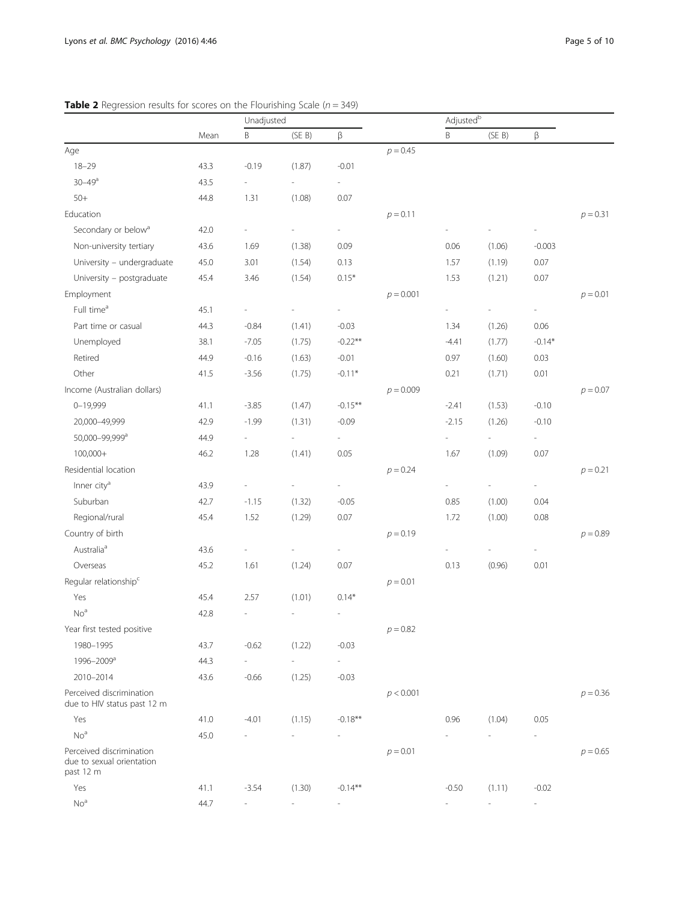**Table 2** Regression results for scores on the Flourishing Scale ($n = 349$)

| | Mean | Unadjusted | | | | Adjusted[b] | | | |
|---|---|---|---|---|---|---|---|---|---|
| | | B | (SE B) | β | | B | (SE B) | β | |
| Age | | | | | $p = 0.45$ | | | | |
| 18–29 | 43.3 | -0.19 | (1.87) | -0.01 | | | | | |
| 30–49[a] | 43.5 | - | - | - | | | | | |
| 50+ | 44.8 | 1.31 | (1.08) | 0.07 | | | | | |
| Education | | | | | $p = 0.11$ | | | | $p = 0.31$ |
| Secondary or below[a] | 42.0 | - | - | - | | - | - | - | |
| Non-university tertiary | 43.6 | 1.69 | (1.38) | 0.09 | | 0.06 | (1.06) | -0.003 | |
| University – undergraduate | 45.0 | 3.01 | (1.54) | 0.13 | | 1.57 | (1.19) | 0.07 | |
| University – postgraduate | 45.4 | 3.46 | (1.54) | 0.15* | | 1.53 | (1.21) | 0.07 | |
| Employment | | | | | $p = 0.001$ | | | | $p = 0.01$ |
| Full time[a] | 45.1 | - | - | - | | - | - | - | |
| Part time or casual | 44.3 | -0.84 | (1.41) | -0.03 | | 1.34 | (1.26) | 0.06 | |
| Unemployed | 38.1 | -7.05 | (1.75) | -0.22** | | -4.41 | (1.77) | -0.14* | |
| Retired | 44.9 | -0.16 | (1.63) | -0.01 | | 0.97 | (1.60) | 0.03 | |
| Other | 41.5 | -3.56 | (1.75) | -0.11* | | 0.21 | (1.71) | 0.01 | |
| Income (Australian dollars) | | | | | $p = 0.009$ | | | | $p = 0.07$ |
| 0–19,999 | 41.1 | -3.85 | (1.47) | -0.15** | | -2.41 | (1.53) | -0.10 | |
| 20,000–49,999 | 42.9 | -1.99 | (1.31) | -0.09 | | -2.15 | (1.26) | -0.10 | |
| 50,000–99,999[a] | 44.9 | - | - | - | | - | - | - | |
| 100,000+ | 46.2 | 1.28 | (1.41) | 0.05 | | 1.67 | (1.09) | 0.07 | |
| Residential location | | | | | $p = 0.24$ | | | | $p = 0.21$ |
| Inner city[a] | 43.9 | - | - | - | | - | - | - | |
| Suburban | 42.7 | -1.15 | (1.32) | -0.05 | | 0.85 | (1.00) | 0.04 | |
| Regional/rural | 45.4 | 1.52 | (1.29) | 0.07 | | 1.72 | (1.00) | 0.08 | |
| Country of birth | | | | | $p = 0.19$ | | | | $p = 0.89$ |
| Australia[a] | 43.6 | - | - | - | | - | - | - | |
| Overseas | 45.2 | 1.61 | (1.24) | 0.07 | | 0.13 | (0.96) | 0.01 | |
| Regular relationship[c] | | | | | $p = 0.01$ | | | | |
| Yes | 45.4 | 2.57 | (1.01) | 0.14* | | | | | |
| No[a] | 42.8 | - | - | - | | | | | |
| Year first tested positive | | | | | $p = 0.82$ | | | | |
| 1980–1995 | 43.7 | -0.62 | (1.22) | -0.03 | | | | | |
| 1996–2009[a] | 44.3 | - | - | - | | | | | |
| 2010–2014 | 43.6 | -0.66 | (1.25) | -0.03 | | | | | |
| Perceived discrimination due to HIV status past 12 m | | | | | $p < 0.001$ | | | | $p = 0.36$ |
| Yes | 41.0 | -4.01 | (1.15) | -0.18** | | 0.96 | (1.04) | 0.05 | |
| No[a] | 45.0 | - | - | - | | - | - | - | |
| Perceived discrimination due to sexual orientation past 12 m | | | | | $p = 0.01$ | | | | $p = 0.65$ |
| Yes | 41.1 | -3.54 | (1.30) | -0.14** | | -0.50 | (1.11) | -0.02 | |
| No[a] | 44.7 | - | - | - | | - | - | - | |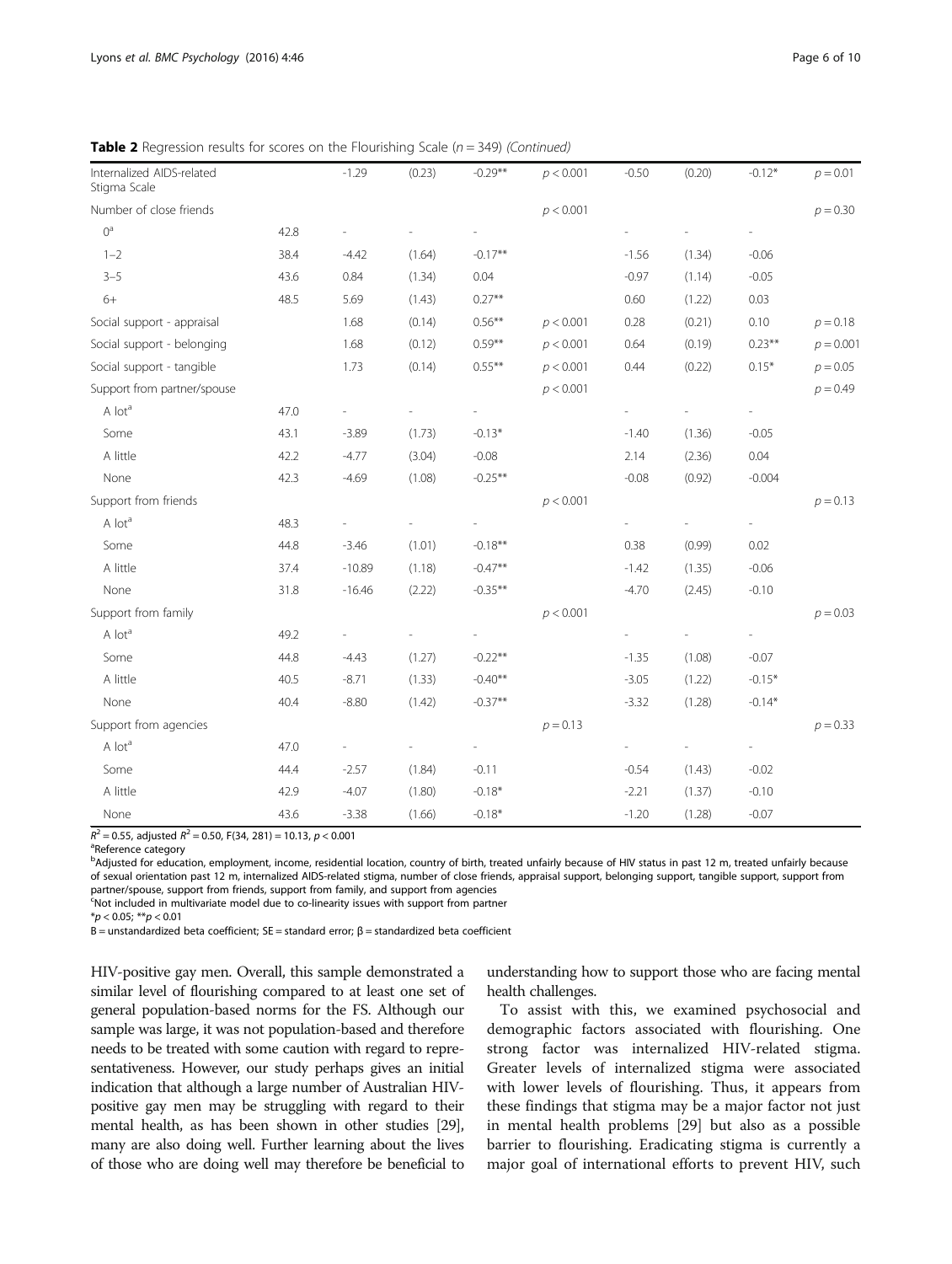**Table 2** Regression results for scores on the Flourishing Scale ($n = 349$) *(Continued)*

| | | | | | | | | | |
|---|---|---|---|---|---|---|---|---|---|
| Internalized AIDS-related Stigma Scale | | -1.29 | (0.23) | -0.29** | $p < 0.001$ | -0.50 | (0.20) | -0.12* | $p = 0.01$ |
| Number of close friends | | | | | $p < 0.001$ | | | | $p = 0.30$ |
| 0[a] | 42.8 | - | - | - | | - | - | - | |
| 1–2 | 38.4 | -4.42 | (1.64) | -0.17** | | -1.56 | (1.34) | -0.06 | |
| 3–5 | 43.6 | 0.84 | (1.34) | 0.04 | | -0.97 | (1.14) | -0.05 | |
| 6+ | 48.5 | 5.69 | (1.43) | 0.27** | | 0.60 | (1.22) | 0.03 | |
| Social support - appraisal | | 1.68 | (0.14) | 0.56** | $p < 0.001$ | 0.28 | (0.21) | 0.10 | $p = 0.18$ |
| Social support - belonging | | 1.68 | (0.12) | 0.59** | $p < 0.001$ | 0.64 | (0.19) | 0.23** | $p = 0.001$ |
| Social support - tangible | | 1.73 | (0.14) | 0.55** | $p < 0.001$ | 0.44 | (0.22) | 0.15* | $p = 0.05$ |
| Support from partner/spouse | | | | | $p < 0.001$ | | | | $p = 0.49$ |
| A lot[a] | 47.0 | - | - | - | | - | - | - | |
| Some | 43.1 | -3.89 | (1.73) | -0.13* | | -1.40 | (1.36) | -0.05 | |
| A little | 42.2 | -4.77 | (3.04) | -0.08 | | 2.14 | (2.36) | 0.04 | |
| None | 42.3 | -4.69 | (1.08) | -0.25** | | -0.08 | (0.92) | -0.004 | |
| Support from friends | | | | | $p < 0.001$ | | | | $p = 0.13$ |
| A lot[a] | 48.3 | - | - | - | | - | - | - | |
| Some | 44.8 | -3.46 | (1.01) | -0.18** | | 0.38 | (0.99) | 0.02 | |
| A little | 37.4 | -10.89 | (1.18) | -0.47** | | -1.42 | (1.35) | -0.06 | |
| None | 31.8 | -16.46 | (2.22) | -0.35** | | -4.70 | (2.45) | -0.10 | |
| Support from family | | | | | $p < 0.001$ | | | | $p = 0.03$ |
| A lot[a] | 49.2 | - | - | - | | - | - | - | |
| Some | 44.8 | -4.43 | (1.27) | -0.22** | | -1.35 | (1.08) | -0.07 | |
| A little | 40.5 | -8.71 | (1.33) | -0.40** | | -3.05 | (1.22) | -0.15* | |
| None | 40.4 | -8.80 | (1.42) | -0.37** | | -3.32 | (1.28) | -0.14* | |
| Support from agencies | | | | | $p = 0.13$ | | | | $p = 0.33$ |
| A lot[a] | 47.0 | - | - | - | | - | - | - | |
| Some | 44.4 | -2.57 | (1.84) | -0.11 | | -0.54 | (1.43) | -0.02 | |
| A little | 42.9 | -4.07 | (1.80) | -0.18* | | -2.21 | (1.37) | -0.10 | |
| None | 43.6 | -3.38 | (1.66) | -0.18* | | -1.20 | (1.28) | -0.07 | |

$R^2 = 0.55$, adjusted $R^2 = 0.50$, $F(34, 281) = 10.13$, $p < 0.001$

[a]Reference category

[b]Adjusted for education, employment, income, residential location, country of birth, treated unfairly because of HIV status in past 12 m, treated unfairly because of sexual orientation past 12 m, internalized AIDS-related stigma, number of close friends, appraisal support, belonging support, tangible support, support from partner/spouse, support from friends, support from family, and support from agencies

[c]Not included in multivariate model due to co-linearity issues with support from partner

*$p < 0.05$; **$p < 0.01$

B = unstandardized beta coefficient; SE = standard error; β = standardized beta coefficient

HIV-positive gay men. Overall, this sample demonstrated a similar level of flourishing compared to at least one set of general population-based norms for the FS. Although our sample was large, it was not population-based and therefore needs to be treated with some caution with regard to representativeness. However, our study perhaps gives an initial indication that although a large number of Australian HIV-positive gay men may be struggling with regard to their mental health, as has been shown in other studies [29], many are also doing well. Further learning about the lives of those who are doing well may therefore be beneficial to understanding how to support those who are facing mental health challenges.

To assist with this, we examined psychosocial and demographic factors associated with flourishing. One strong factor was internalized HIV-related stigma. Greater levels of internalized stigma were associated with lower levels of flourishing. Thus, it appears from these findings that stigma may be a major factor not just in mental health problems [29] but also as a possible barrier to flourishing. Eradicating stigma is currently a major goal of international efforts to prevent HIV, such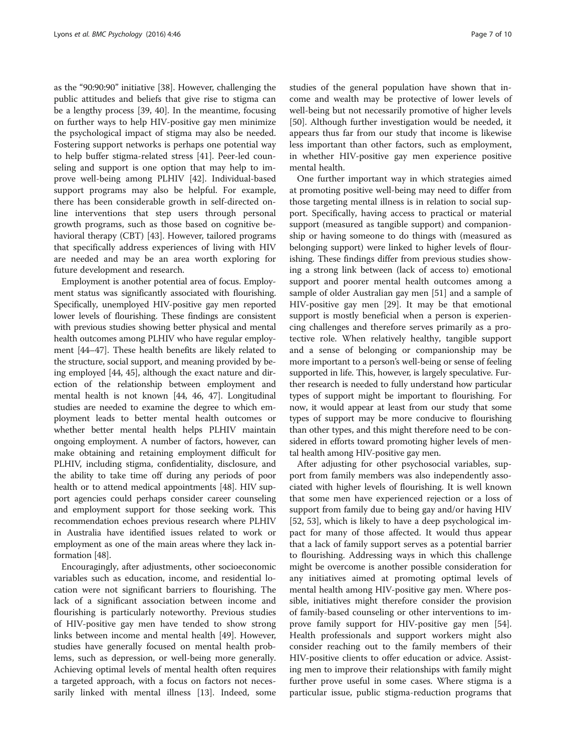as the "90:90:90" initiative [38]. However, challenging the public attitudes and beliefs that give rise to stigma can be a lengthy process [39, 40]. In the meantime, focusing on further ways to help HIV-positive gay men minimize the psychological impact of stigma may also be needed. Fostering support networks is perhaps one potential way to help buffer stigma-related stress [41]. Peer-led counseling and support is one option that may help to improve well-being among PLHIV [42]. Individual-based support programs may also be helpful. For example, there has been considerable growth in self-directed online interventions that step users through personal growth programs, such as those based on cognitive behavioral therapy (CBT) [43]. However, tailored programs that specifically address experiences of living with HIV are needed and may be an area worth exploring for future development and research.

Employment is another potential area of focus. Employment status was significantly associated with flourishing. Specifically, unemployed HIV-positive gay men reported lower levels of flourishing. These findings are consistent with previous studies showing better physical and mental health outcomes among PLHIV who have regular employment [44–47]. These health benefits are likely related to the structure, social support, and meaning provided by being employed [44, 45], although the exact nature and direction of the relationship between employment and mental health is not known [44, 46, 47]. Longitudinal studies are needed to examine the degree to which employment leads to better mental health outcomes or whether better mental health helps PLHIV maintain ongoing employment. A number of factors, however, can make obtaining and retaining employment difficult for PLHIV, including stigma, confidentiality, disclosure, and the ability to take time off during any periods of poor health or to attend medical appointments [48]. HIV support agencies could perhaps consider career counseling and employment support for those seeking work. This recommendation echoes previous research where PLHIV in Australia have identified issues related to work or employment as one of the main areas where they lack information [48].

Encouragingly, after adjustments, other socioeconomic variables such as education, income, and residential location were not significant barriers to flourishing. The lack of a significant association between income and flourishing is particularly noteworthy. Previous studies of HIV-positive gay men have tended to show strong links between income and mental health [49]. However, studies have generally focused on mental health problems, such as depression, or well-being more generally. Achieving optimal levels of mental health often requires a targeted approach, with a focus on factors not necessarily linked with mental illness [13]. Indeed, some studies of the general population have shown that income and wealth may be protective of lower levels of well-being but not necessarily promotive of higher levels [50]. Although further investigation would be needed, it appears thus far from our study that income is likewise less important than other factors, such as employment, in whether HIV-positive gay men experience positive mental health.

One further important way in which strategies aimed at promoting positive well-being may need to differ from those targeting mental illness is in relation to social support. Specifically, having access to practical or material support (measured as tangible support) and companionship or having someone to do things with (measured as belonging support) were linked to higher levels of flourishing. These findings differ from previous studies showing a strong link between (lack of access to) emotional support and poorer mental health outcomes among a sample of older Australian gay men [51] and a sample of HIV-positive gay men [29]. It may be that emotional support is mostly beneficial when a person is experiencing challenges and therefore serves primarily as a protective role. When relatively healthy, tangible support and a sense of belonging or companionship may be more important to a person's well-being or sense of feeling supported in life. This, however, is largely speculative. Further research is needed to fully understand how particular types of support might be important to flourishing. For now, it would appear at least from our study that some types of support may be more conducive to flourishing than other types, and this might therefore need to be considered in efforts toward promoting higher levels of mental health among HIV-positive gay men.

After adjusting for other psychosocial variables, support from family members was also independently associated with higher levels of flourishing. It is well known that some men have experienced rejection or a loss of support from family due to being gay and/or having HIV [52, 53], which is likely to have a deep psychological impact for many of those affected. It would thus appear that a lack of family support serves as a potential barrier to flourishing. Addressing ways in which this challenge might be overcome is another possible consideration for any initiatives aimed at promoting optimal levels of mental health among HIV-positive gay men. Where possible, initiatives might therefore consider the provision of family-based counseling or other interventions to improve family support for HIV-positive gay men [54]. Health professionals and support workers might also consider reaching out to the family members of their HIV-positive clients to offer education or advice. Assisting men to improve their relationships with family might further prove useful in some cases. Where stigma is a particular issue, public stigma-reduction programs that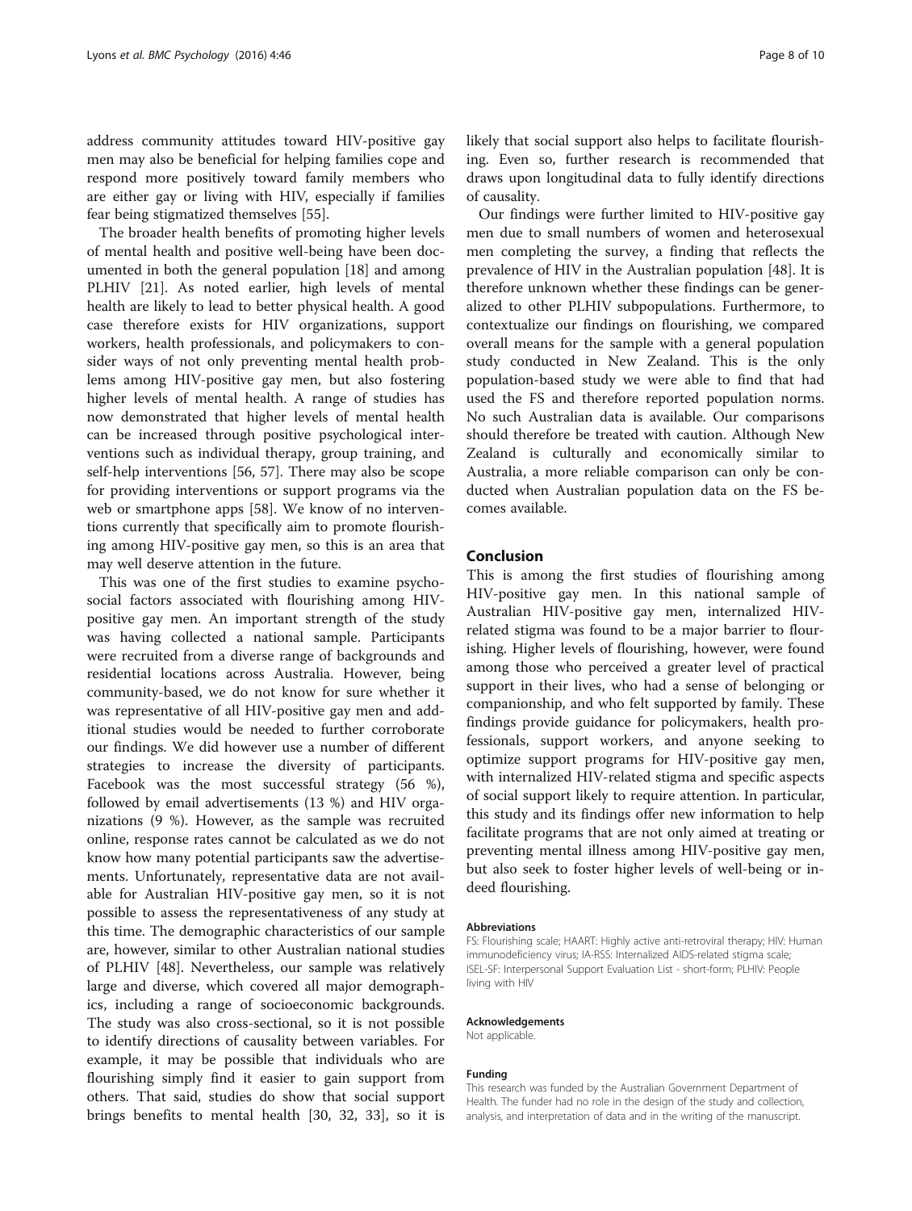address community attitudes toward HIV-positive gay men may also be beneficial for helping families cope and respond more positively toward family members who are either gay or living with HIV, especially if families fear being stigmatized themselves [55].

The broader health benefits of promoting higher levels of mental health and positive well-being have been documented in both the general population [18] and among PLHIV [21]. As noted earlier, high levels of mental health are likely to lead to better physical health. A good case therefore exists for HIV organizations, support workers, health professionals, and policymakers to consider ways of not only preventing mental health problems among HIV-positive gay men, but also fostering higher levels of mental health. A range of studies has now demonstrated that higher levels of mental health can be increased through positive psychological interventions such as individual therapy, group training, and self-help interventions [56, 57]. There may also be scope for providing interventions or support programs via the web or smartphone apps [58]. We know of no interventions currently that specifically aim to promote flourishing among HIV-positive gay men, so this is an area that may well deserve attention in the future.

This was one of the first studies to examine psychosocial factors associated with flourishing among HIV-positive gay men. An important strength of the study was having collected a national sample. Participants were recruited from a diverse range of backgrounds and residential locations across Australia. However, being community-based, we do not know for sure whether it was representative of all HIV-positive gay men and additional studies would be needed to further corroborate our findings. We did however use a number of different strategies to increase the diversity of participants. Facebook was the most successful strategy (56 %), followed by email advertisements (13 %) and HIV organizations (9 %). However, as the sample was recruited online, response rates cannot be calculated as we do not know how many potential participants saw the advertisements. Unfortunately, representative data are not available for Australian HIV-positive gay men, so it is not possible to assess the representativeness of any study at this time. The demographic characteristics of our sample are, however, similar to other Australian national studies of PLHIV [48]. Nevertheless, our sample was relatively large and diverse, which covered all major demographics, including a range of socioeconomic backgrounds. The study was also cross-sectional, so it is not possible to identify directions of causality between variables. For example, it may be possible that individuals who are flourishing simply find it easier to gain support from others. That said, studies do show that social support brings benefits to mental health [30, 32, 33], so it is likely that social support also helps to facilitate flourishing. Even so, further research is recommended that draws upon longitudinal data to fully identify directions of causality.

Our findings were further limited to HIV-positive gay men due to small numbers of women and heterosexual men completing the survey, a finding that reflects the prevalence of HIV in the Australian population [48]. It is therefore unknown whether these findings can be generalized to other PLHIV subpopulations. Furthermore, to contextualize our findings on flourishing, we compared overall means for the sample with a general population study conducted in New Zealand. This is the only population-based study we were able to find that had used the FS and therefore reported population norms. No such Australian data is available. Our comparisons should therefore be treated with caution. Although New Zealand is culturally and economically similar to Australia, a more reliable comparison can only be conducted when Australian population data on the FS becomes available.

## Conclusion

This is among the first studies of flourishing among HIV-positive gay men. In this national sample of Australian HIV-positive gay men, internalized HIV-related stigma was found to be a major barrier to flourishing. Higher levels of flourishing, however, were found among those who perceived a greater level of practical support in their lives, who had a sense of belonging or companionship, and who felt supported by family. These findings provide guidance for policymakers, health professionals, support workers, and anyone seeking to optimize support programs for HIV-positive gay men, with internalized HIV-related stigma and specific aspects of social support likely to require attention. In particular, this study and its findings offer new information to help facilitate programs that are not only aimed at treating or preventing mental illness among HIV-positive gay men, but also seek to foster higher levels of well-being or indeed flourishing.

#### Abbreviations

FS: Flourishing scale; HAART: Highly active anti-retroviral therapy; HIV: Human immunodeficiency virus; IA-RSS: Internalized AIDS-related stigma scale; ISEL-SF: Interpersonal Support Evaluation List - short-form; PLHIV: People living with HIV

#### Acknowledgements

Not applicable.

#### Funding

This research was funded by the Australian Government Department of Health. The funder had no role in the design of the study and collection, analysis, and interpretation of data and in the writing of the manuscript.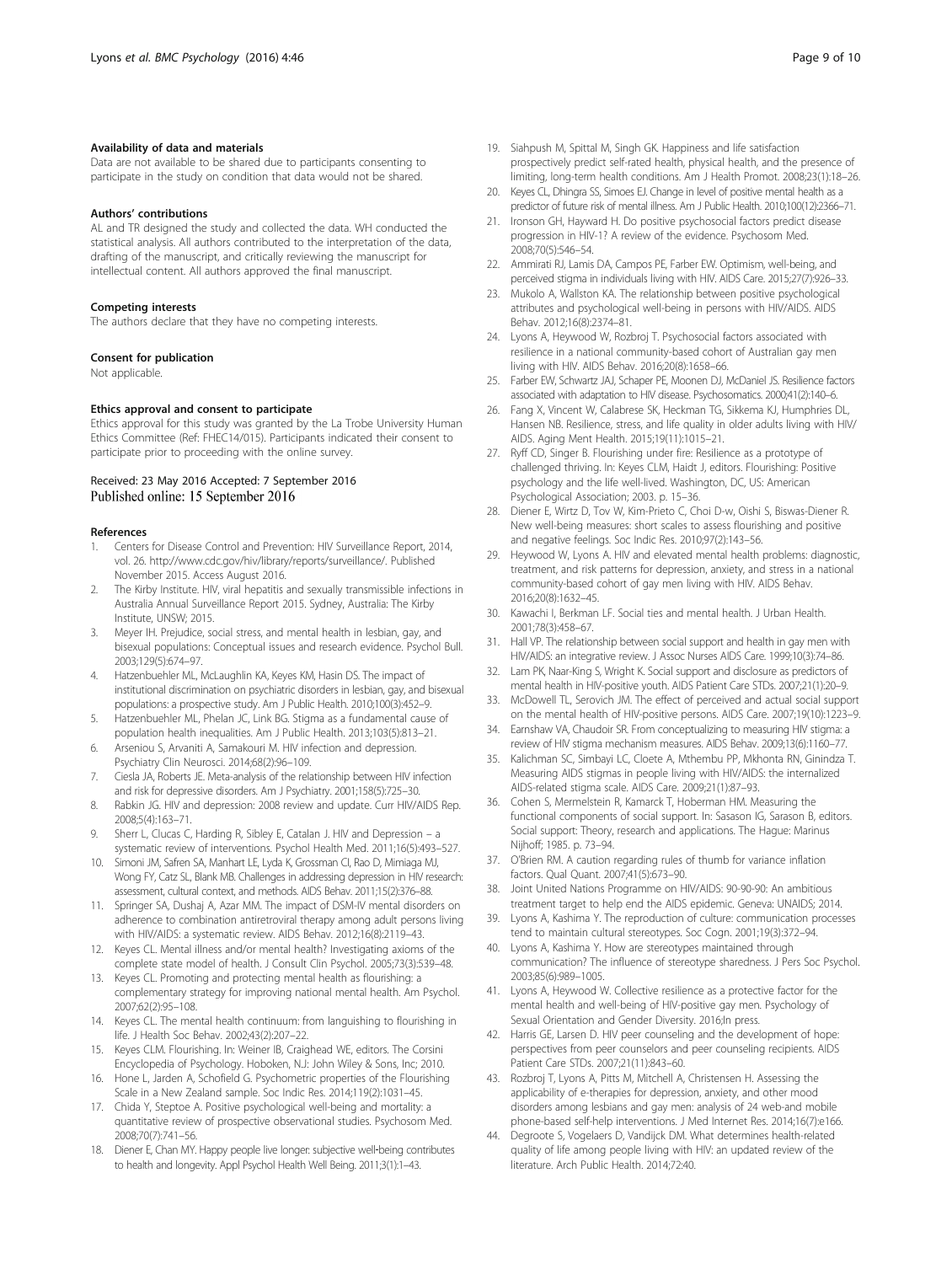#### Availability of data and materials

Data are not available to be shared due to participants consenting to participate in the study on condition that data would not be shared.

#### Authors' contributions

AL and TR designed the study and collected the data. WH conducted the statistical analysis. All authors contributed to the interpretation of the data, drafting of the manuscript, and critically reviewing the manuscript for intellectual content. All authors approved the final manuscript.

#### Competing interests

The authors declare that they have no competing interests.

#### Consent for publication

Not applicable.

#### Ethics approval and consent to participate

Ethics approval for this study was granted by the La Trobe University Human Ethics Committee (Ref: FHEC14/015). Participants indicated their consent to participate prior to proceeding with the online survey.

Received: 23 May 2016 Accepted: 7 September 2016
Published online: 15 September 2016

#### References

1. Centers for Disease Control and Prevention: HIV Surveillance Report, 2014, vol. 26. http://www.cdc.gov/hiv/library/reports/surveillance/. Published November 2015. Access August 2016.
2. The Kirby Institute. HIV, viral hepatitis and sexually transmissible infections in Australia Annual Surveillance Report 2015. Sydney, Australia: The Kirby Institute, UNSW; 2015.
3. Meyer IH. Prejudice, social stress, and mental health in lesbian, gay, and bisexual populations: Conceptual issues and research evidence. Psychol Bull. 2003;129(5):674–97.
4. Hatzenbuehler ML, McLaughlin KA, Keyes KM, Hasin DS. The impact of institutional discrimination on psychiatric disorders in lesbian, gay, and bisexual populations: a prospective study. Am J Public Health. 2010;100(3):452–9.
5. Hatzenbuehler ML, Phelan JC, Link BG. Stigma as a fundamental cause of population health inequalities. Am J Public Health. 2013;103(5):813–21.
6. Arseniou S, Arvaniti A, Samakouri M. HIV infection and depression. Psychiatry Clin Neurosci. 2014;68(2):96–109.
7. Ciesla JA, Roberts JE. Meta-analysis of the relationship between HIV infection and risk for depressive disorders. Am J Psychiatry. 2001;158(5):725–30.
8. Rabkin JG. HIV and depression: 2008 review and update. Curr HIV/AIDS Rep. 2008;5(4):163–71.
9. Sherr L, Clucas C, Harding R, Sibley E, Catalan J. HIV and Depression – a systematic review of interventions. Psychol Health Med. 2011;16(5):493–527.
10. Simoni JM, Safren SA, Manhart LE, Lyda K, Grossman CI, Rao D, Mimiaga MJ, Wong FY, Catz SL, Blank MB. Challenges in addressing depression in HIV research: assessment, cultural context, and methods. AIDS Behav. 2011;15(2):376–88.
11. Springer SA, Dushaj A, Azar MM. The impact of DSM-IV mental disorders on adherence to combination antiretroviral therapy among adult persons living with HIV/AIDS: a systematic review. AIDS Behav. 2012;16(8):2119–43.
12. Keyes CL. Mental illness and/or mental health? Investigating axioms of the complete state model of health. J Consult Clin Psychol. 2005;73(3):539–48.
13. Keyes CL. Promoting and protecting mental health as flourishing: a complementary strategy for improving national mental health. Am Psychol. 2007;62(2):95–108.
14. Keyes CL. The mental health continuum: from languishing to flourishing in life. J Health Soc Behav. 2002;43(2):207–22.
15. Keyes CLM. Flourishing. In: Weiner IB, Craighead WE, editors. The Corsini Encyclopedia of Psychology. Hoboken, N.J: John Wiley & Sons, Inc; 2010.
16. Hone L, Jarden A, Schofield G. Psychometric properties of the Flourishing Scale in a New Zealand sample. Soc Indic Res. 2014;119(2):1031–45.
17. Chida Y, Steptoe A. Positive psychological well-being and mortality: a quantitative review of prospective observational studies. Psychosom Med. 2008;70(7):741–56.
18. Diener E, Chan MY. Happy people live longer: subjective well-being contributes to health and longevity. Appl Psychol Health Well Being. 2011;3(1):1–43.
19. Siahpush M, Spittal M, Singh GK. Happiness and life satisfaction prospectively predict self-rated health, physical health, and the presence of limiting, long-term health conditions. Am J Health Promot. 2008;23(1):18–26.
20. Keyes CL, Dhingra SS, Simoes EJ. Change in level of positive mental health as a predictor of future risk of mental illness. Am J Public Health. 2010;100(12):2366–71.
21. Ironson GH, Hayward H. Do positive psychosocial factors predict disease progression in HIV-1? A review of the evidence. Psychosom Med. 2008;70(5):546–54.
22. Ammirati RJ, Lamis DA, Campos PE, Farber EW. Optimism, well-being, and perceived stigma in individuals living with HIV. AIDS Care. 2015;27(7):926–33.
23. Mukolo A, Wallston KA. The relationship between positive psychological attributes and psychological well-being in persons with HIV/AIDS. AIDS Behav. 2012;16(8):2374–81.
24. Lyons A, Heywood W, Rozbroj T. Psychosocial factors associated with resilience in a national community-based cohort of Australian gay men living with HIV. AIDS Behav. 2016;20(8):1658–66.
25. Farber EW, Schwartz JAJ, Schaper PE, Moonen DJ, McDaniel JS. Resilience factors associated with adaptation to HIV disease. Psychosomatics. 2000;41(2):140–6.
26. Fang X, Vincent W, Calabrese SK, Heckman TG, Sikkema KJ, Humphries DL, Hansen NB. Resilience, stress, and life quality in older adults living with HIV/AIDS. Aging Ment Health. 2015;19(11):1015–21.
27. Ryff CD, Singer B. Flourishing under fire: Resilience as a prototype of challenged thriving. In: Keyes CLM, Haidt J, editors. Flourishing: Positive psychology and the life well-lived. Washington, DC, US: American Psychological Association; 2003. p. 15–36.
28. Diener E, Wirtz D, Tov W, Kim-Prieto C, Choi D-w, Oishi S, Biswas-Diener R. New well-being measures: short scales to assess flourishing and positive and negative feelings. Soc Indic Res. 2010;97(2):143–56.
29. Heywood W, Lyons A. HIV and elevated mental health problems: diagnostic, treatment, and risk patterns for depression, anxiety, and stress in a national community-based cohort of gay men living with HIV. AIDS Behav. 2016;20(8):1632–45.
30. Kawachi I, Berkman LF. Social ties and mental health. J Urban Health. 2001;78(3):458–67.
31. Hall VP. The relationship between social support and health in gay men with HIV/AIDS: an integrative review. J Assoc Nurses AIDS Care. 1999;10(3):74–86.
32. Lam PK, Naar-King S, Wright K. Social support and disclosure as predictors of mental health in HIV-positive youth. AIDS Patient Care STDs. 2007;21(1):20–9.
33. McDowell TL, Serovich JM. The effect of perceived and actual social support on the mental health of HIV-positive persons. AIDS Care. 2007;19(10):1223–9.
34. Earnshaw VA, Chaudoir SR. From conceptualizing to measuring HIV stigma: a review of HIV stigma mechanism measures. AIDS Behav. 2009;13(6):1160–77.
35. Kalichman SC, Simbayi LC, Cloete A, Mthembu PP, Mkhonta RN, Ginindza T. Measuring AIDS stigmas in people living with HIV/AIDS: the internalized AIDS-related stigma scale. AIDS Care. 2009;21(1):87–93.
36. Cohen S, Mermelstein R, Kamarck T, Hoberman HM. Measuring the functional components of social support. In: Sasason IG, Sarason B, editors. Social support: Theory, research and applications. The Hague: Marinus Nijhoff; 1985. p. 73–94.
37. O'Brien RM. A caution regarding rules of thumb for variance inflation factors. Qual Quant. 2007;41(5):673–90.
38. Joint United Nations Programme on HIV/AIDS: 90-90-90: An ambitious treatment target to help end the AIDS epidemic. Geneva: UNAIDS; 2014.
39. Lyons A, Kashima Y. The reproduction of culture: communication processes tend to maintain cultural stereotypes. Soc Cogn. 2001;19(3):372–94.
40. Lyons A, Kashima Y. How are stereotypes maintained through communication? The influence of stereotype sharedness. J Pers Soc Psychol. 2003;85(6):989–1005.
41. Lyons A, Heywood W. Collective resilience as a protective factor for the mental health and well-being of HIV-positive gay men. Psychology of Sexual Orientation and Gender Diversity. 2016;In press.
42. Harris GE, Larsen D. HIV peer counseling and the development of hope: perspectives from peer counselors and peer counseling recipients. AIDS Patient Care STDs. 2007;21(11):843–60.
43. Rozbroj T, Lyons A, Pitts M, Mitchell A, Christensen H. Assessing the applicability of e-therapies for depression, anxiety, and other mood disorders among lesbians and gay men: analysis of 24 web-and mobile phone-based self-help interventions. J Med Internet Res. 2014;16(7):e166.
44. Degroote S, Vogelaers D, Vandijck DM. What determines health-related quality of life among people living with HIV: an updated review of the literature. Arch Public Health. 2014;72:40.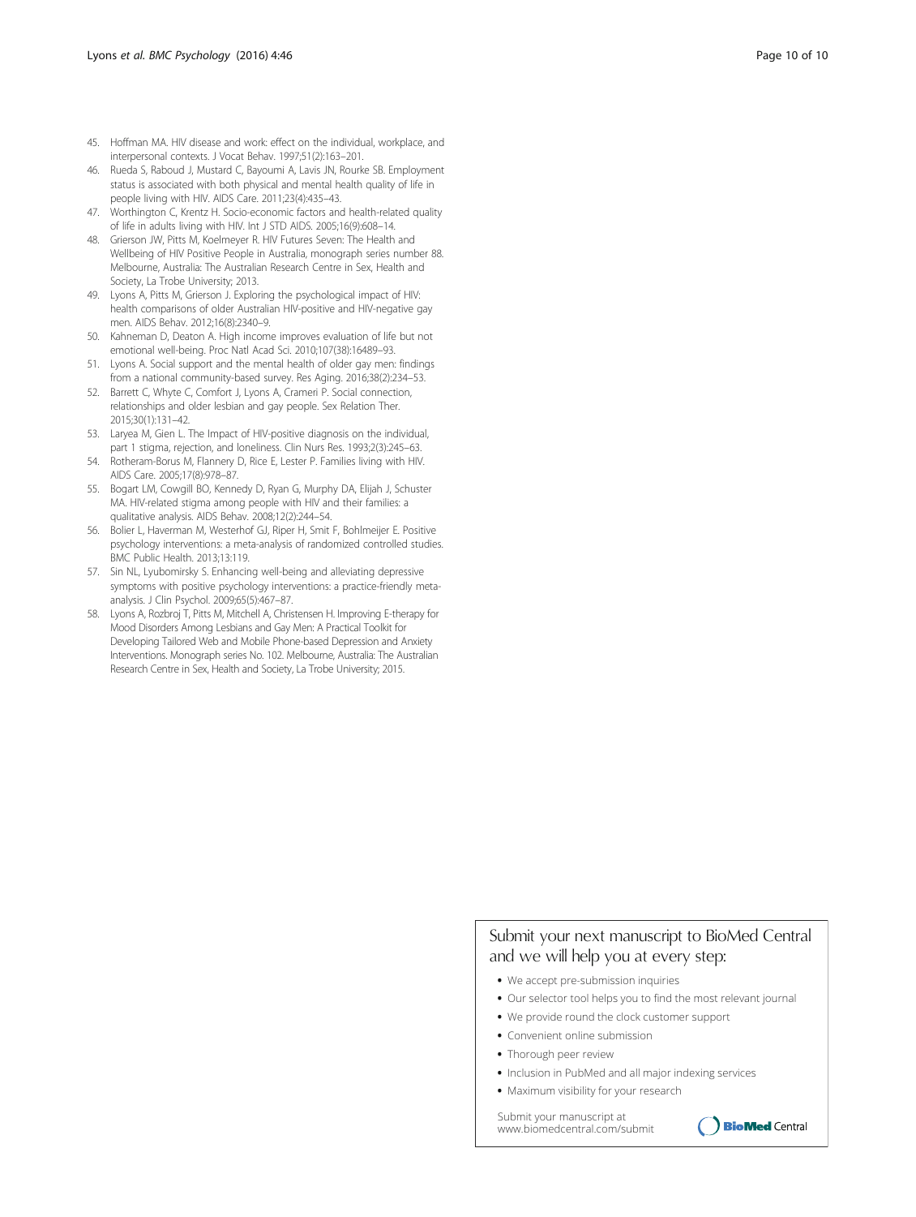45. Hoffman MA. HIV disease and work: effect on the individual, workplace, and interpersonal contexts. J Vocat Behav. 1997;51(2):163–201.
46. Rueda S, Raboud J, Mustard C, Bayoumi A, Lavis JN, Rourke SB. Employment status is associated with both physical and mental health quality of life in people living with HIV. AIDS Care. 2011;23(4):435–43.
47. Worthington C, Krentz H. Socio-economic factors and health-related quality of life in adults living with HIV. Int J STD AIDS. 2005;16(9):608–14.
48. Grierson JW, Pitts M, Koelmeyer R. HIV Futures Seven: The Health and Wellbeing of HIV Positive People in Australia, monograph series number 88. Melbourne, Australia: The Australian Research Centre in Sex, Health and Society, La Trobe University; 2013.
49. Lyons A, Pitts M, Grierson J. Exploring the psychological impact of HIV: health comparisons of older Australian HIV-positive and HIV-negative gay men. AIDS Behav. 2012;16(8):2340–9.
50. Kahneman D, Deaton A. High income improves evaluation of life but not emotional well-being. Proc Natl Acad Sci. 2010;107(38):16489–93.
51. Lyons A. Social support and the mental health of older gay men: findings from a national community-based survey. Res Aging. 2016;38(2):234–53.
52. Barrett C, Whyte C, Comfort J, Lyons A, Crameri P. Social connection, relationships and older lesbian and gay people. Sex Relation Ther. 2015;30(1):131–42.
53. Laryea M, Gien L. The Impact of HIV-positive diagnosis on the individual, part 1 stigma, rejection, and loneliness. Clin Nurs Res. 1993;2(3):245–63.
54. Rotheram-Borus M, Flannery D, Rice E, Lester P. Families living with HIV. AIDS Care. 2005;17(8):978–87.
55. Bogart LM, Cowgill BO, Kennedy D, Ryan G, Murphy DA, Elijah J, Schuster MA. HIV-related stigma among people with HIV and their families: a qualitative analysis. AIDS Behav. 2008;12(2):244–54.
56. Bolier L, Haverman M, Westerhof GJ, Riper H, Smit F, Bohlmeijer E. Positive psychology interventions: a meta-analysis of randomized controlled studies. BMC Public Health. 2013;13:119.
57. Sin NL, Lyubomirsky S. Enhancing well-being and alleviating depressive symptoms with positive psychology interventions: a practice-friendly meta-analysis. J Clin Psychol. 2009;65(5):467–87.
58. Lyons A, Rozbroj T, Pitts M, Mitchell A, Christensen H. Improving E-therapy for Mood Disorders Among Lesbians and Gay Men: A Practical Toolkit for Developing Tailored Web and Mobile Phone-based Depression and Anxiety Interventions. Monograph series No. 102. Melbourne, Australia: The Australian Research Centre in Sex, Health and Society, La Trobe University; 2015.

Submit your next manuscript to BioMed Central and we will help you at every step:

- We accept pre-submission inquiries
- Our selector tool helps you to find the most relevant journal
- We provide round the clock customer support
- Convenient online submission
- Thorough peer review
- Inclusion in PubMed and all major indexing services
- Maximum visibility for your research

Submit your manuscript at
www.biomedcentral.com/submit

BioMed Central